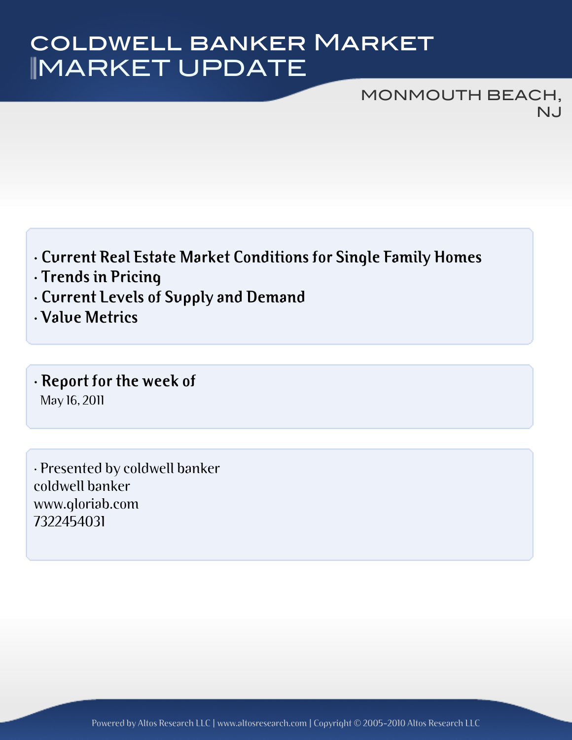# COLDWELL BANKER MARKET
# MARKET UPDATE

## MONMOUTH BEACH, NJ

- **Current Real Estate Market Conditions for Single Family Homes**
- **Trends in Pricing**
- **Current Levels of Supply and Demand**
- **Value Metrics**

- **Report for the week of**
  May 16, 2011

- Presented by coldwell banker
coldwell banker
www.gloriab.com
7322454031

Powered by Altos Research LLC | www.altosresearch.com | Copyright © 2005-2010 Altos Research LLC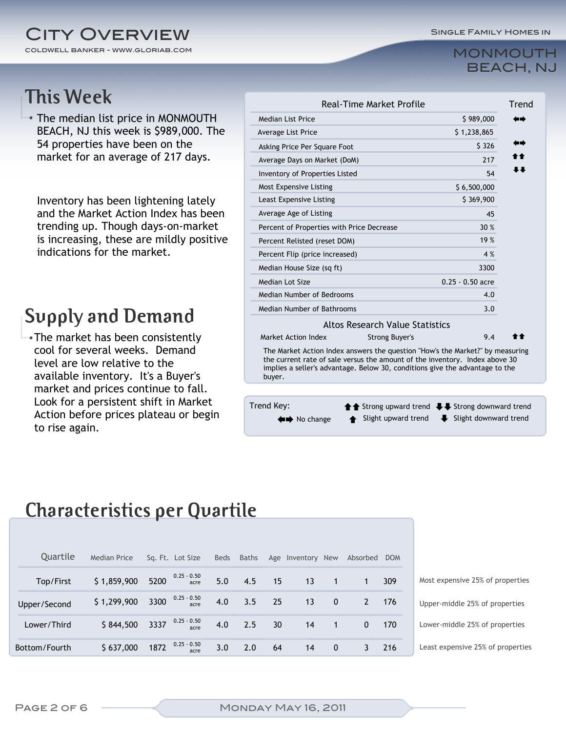# City Overview

COLDWELL BANKER - WWW.GLORIAB.COM

Single Family Homes in

MONMOUTH BEACH, NJ

## This Week

- The median list price in MONMOUTH BEACH, NJ this week is $989,000. The 54 properties have been on the market for an average of 217 days.

  Inventory has been lightening lately and the Market Action Index has been trending up. Though days-on-market is increasing, these are mildly positive indications for the market.

## Supply and Demand

- The market has been consistently cool for several weeks. Demand level are low relative to the available inventory. It's a Buyer's market and prices continue to fall. Look for a persistent shift in Market Action before prices plateau or begin to rise again.

| Real-Time Market Profile | | Trend |
|---|---|---|
| Median List Price | $ 989,000 | ⬅➡ |
| Average List Price | $ 1,238,865 | |
| Asking Price Per Square Foot | $ 326 | ⬅➡ |
| Average Days on Market (DoM) | 217 | ⬆⬆ |
| Inventory of Properties Listed | 54 | ⬇⬇ |
| Most Expensive Listing | $ 6,500,000 | |
| Least Expensive Listing | $ 369,900 | |
| Average Age of Listing | 45 | |
| Percent of Properties with Price Decrease | 30 % | |
| Percent Relisted (reset DOM) | 19 % | |
| Percent Flip (price increased) | 4 % | |
| Median House Size (sq ft) | 3300 | |
| Median Lot Size | 0.25 - 0.50 acre | |
| Median Number of Bedrooms | 4.0 | |
| Median Number of Bathrooms | 3.0 | |

| Altos Research Value Statistics | | | |
|---|---|---|---|
| Market Action Index | Strong Buyer's | 9.4 | ⬆⬆ |

The Market Action Index answers the question "How's the Market?" by measuring the current rate of sale versus the amount of the inventory. Index above 30 implies a seller's advantage. Below 30, conditions give the advantage to the buyer.

Trend Key: ⬆⬆ Strong upward trend; ⬇⬇ Strong downward trend; ⬅➡ No change; ⬆ Slight upward trend; ⬇ Slight downward trend

## Characteristics per Quartile

| Quartile | Median Price | Sq. Ft. | Lot Size | Beds | Baths | Age | Inventory | New | Absorbed | DOM | |
|---|---|---|---|---|---|---|---|---|---|---|---|
| Top/First | $ 1,859,900 | 5200 | 0.25 - 0.50 acre | 5.0 | 4.5 | 15 | 13 | 1 | 1 | 309 | Most expensive 25% of properties |
| Upper/Second | $ 1,299,900 | 3300 | 0.25 - 0.50 acre | 4.0 | 3.5 | 25 | 13 | 0 | 2 | 176 | Upper-middle 25% of properties |
| Lower/Third | $ 844,500 | 3337 | 0.25 - 0.50 acre | 4.0 | 2.5 | 30 | 14 | 1 | 0 | 170 | Lower-middle 25% of properties |
| Bottom/Fourth | $ 637,000 | 1872 | 0.25 - 0.50 acre | 3.0 | 2.0 | 64 | 14 | 0 | 3 | 216 | Least expensive 25% of properties |

Monday May 16, 2011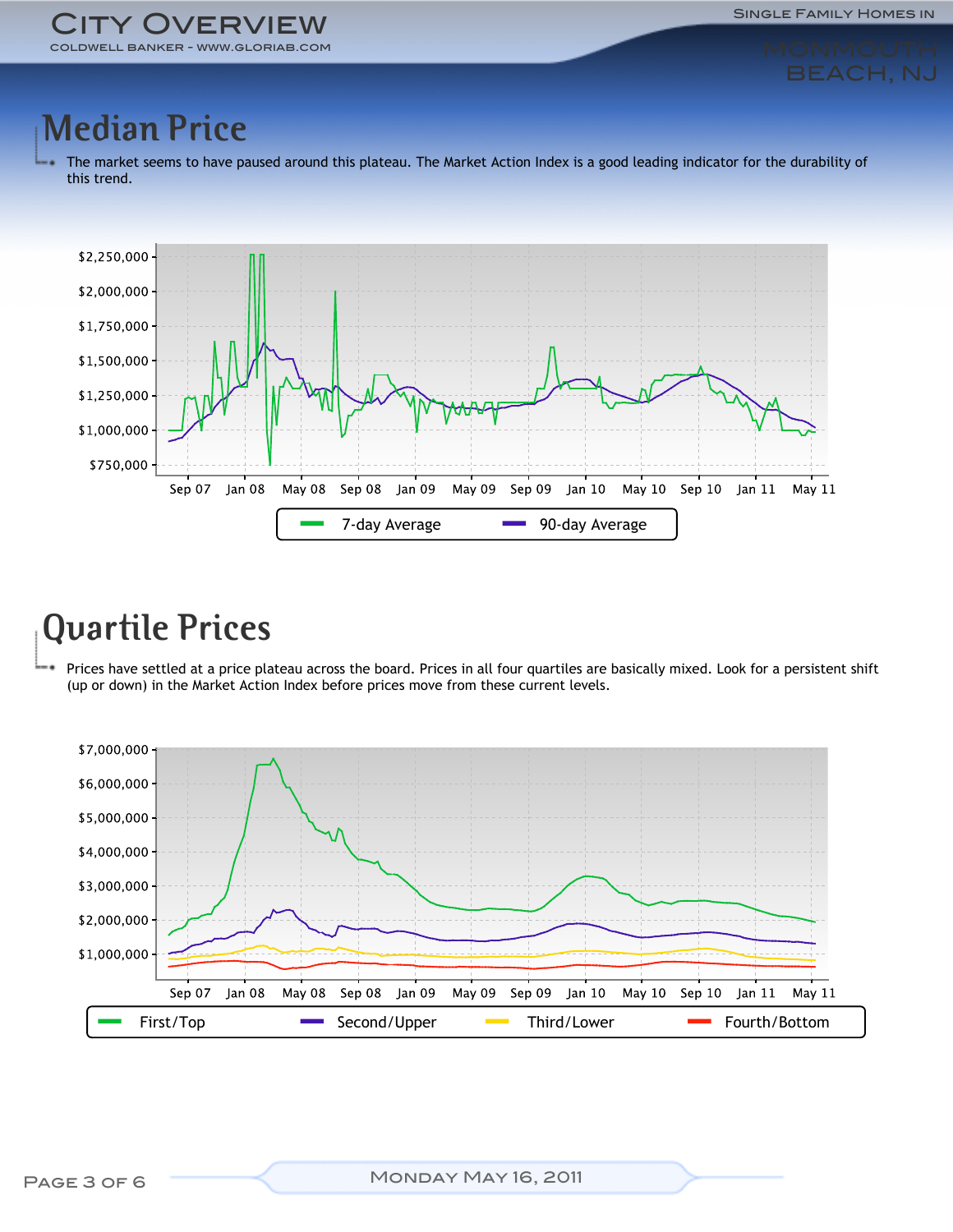## Median Price

The market seems to have paused around this plateau. The Market Action Index is a good leading indicator for the durability of this trend.

## Quartile Prices

Prices have settled at a price plateau across the board. Prices in all four quartiles are basically mixed. Look for a persistent shift (up or down) in the Market Action Index before prices move from these current levels.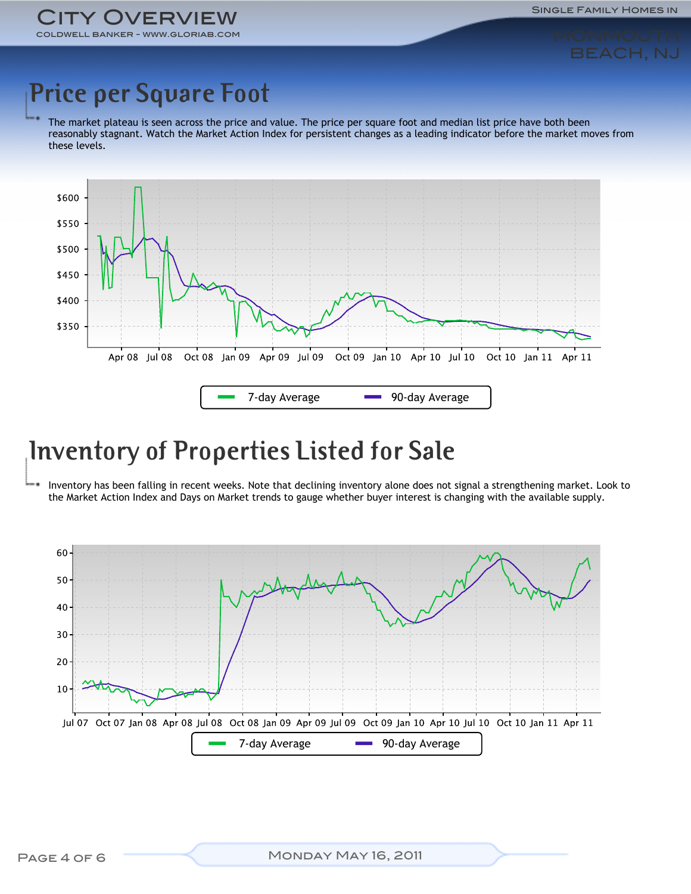# Price per Square Foot

The market plateau is seen across the price and value. The price per square foot and median list price have both been reasonably stagnant. Watch the Market Action Index for persistent changes as a leading indicator before the market moves from these levels.

# Inventory of Properties Listed for Sale

Inventory has been falling in recent weeks. Note that declining inventory alone does not signal a strengthening market. Look to the Market Action Index and Days on Market trends to gauge whether buyer interest is changing with the available supply.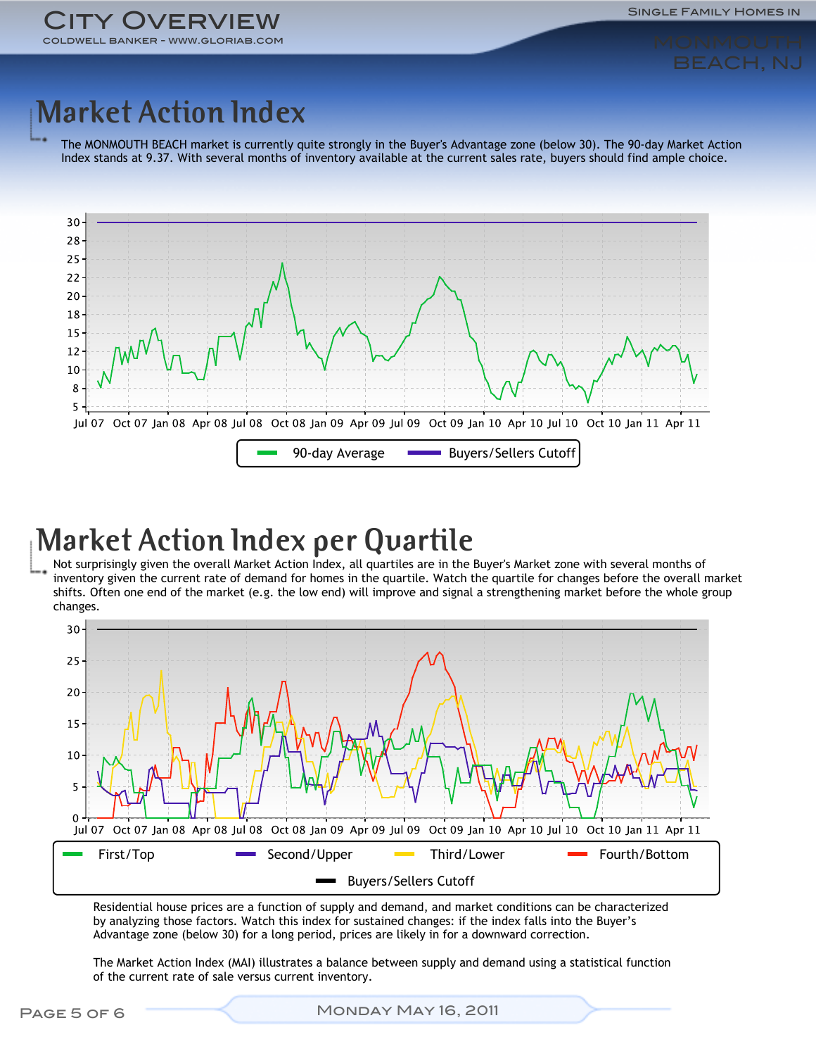# Market Action Index

The MONMOUTH BEACH market is currently quite strongly in the Buyer's Advantage zone (below 30). The 90-day Market Action Index stands at 9.37. With several months of inventory available at the current sales rate, buyers should find ample choice.

# Market Action Index per Quartile

Not surprisingly given the overall Market Action Index, all quartiles are in the Buyer's Market zone with several months of inventory given the current rate of demand for homes in the quartile. Watch the quartile for changes before the overall market shifts. Often one end of the market (e.g. the low end) will improve and signal a strengthening market before the whole group changes.

Residential house prices are a function of supply and demand, and market conditions can be characterized by analyzing those factors. Watch this index for sustained changes: if the index falls into the Buyer's Advantage zone (below 30) for a long period, prices are likely in for a downward correction.

The Market Action Index (MAI) illustrates a balance between supply and demand using a statistical function of the current rate of sale versus current inventory.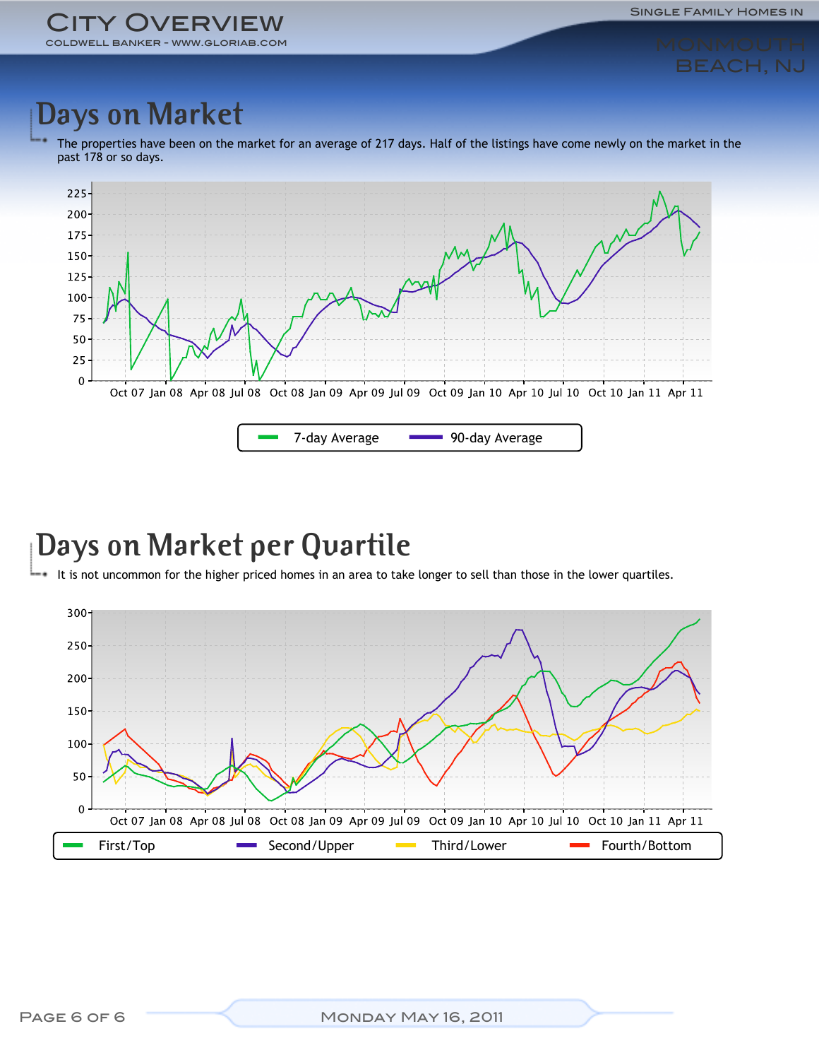# Days on Market

The properties have been on the market for an average of 217 days. Half of the listings have come newly on the market in the past 178 or so days.

225
200
175
150
125
100
75
50
25
0

Oct 07 Jan 08 Apr 08 Jul 08 Oct 08 Jan 09 Apr 09 Jul 09 Oct 09 Jan 10 Apr 10 Jul 10 Oct 10 Jan 11 Apr 11

7-day Average
90-day Average

# Days on Market per Quartile

It is not uncommon for the higher priced homes in an area to take longer to sell than those in the lower quartiles.

300
250
200
150
100
50
0

Oct 07 Jan 08 Apr 08 Jul 08 Oct 08 Jan 09 Apr 09 Jul 09 Oct 09 Jan 10 Apr 10 Jul 10 Oct 10 Jan 11 Apr 11

First/Top
Second/Upper
Third/Lower
Fourth/Bottom